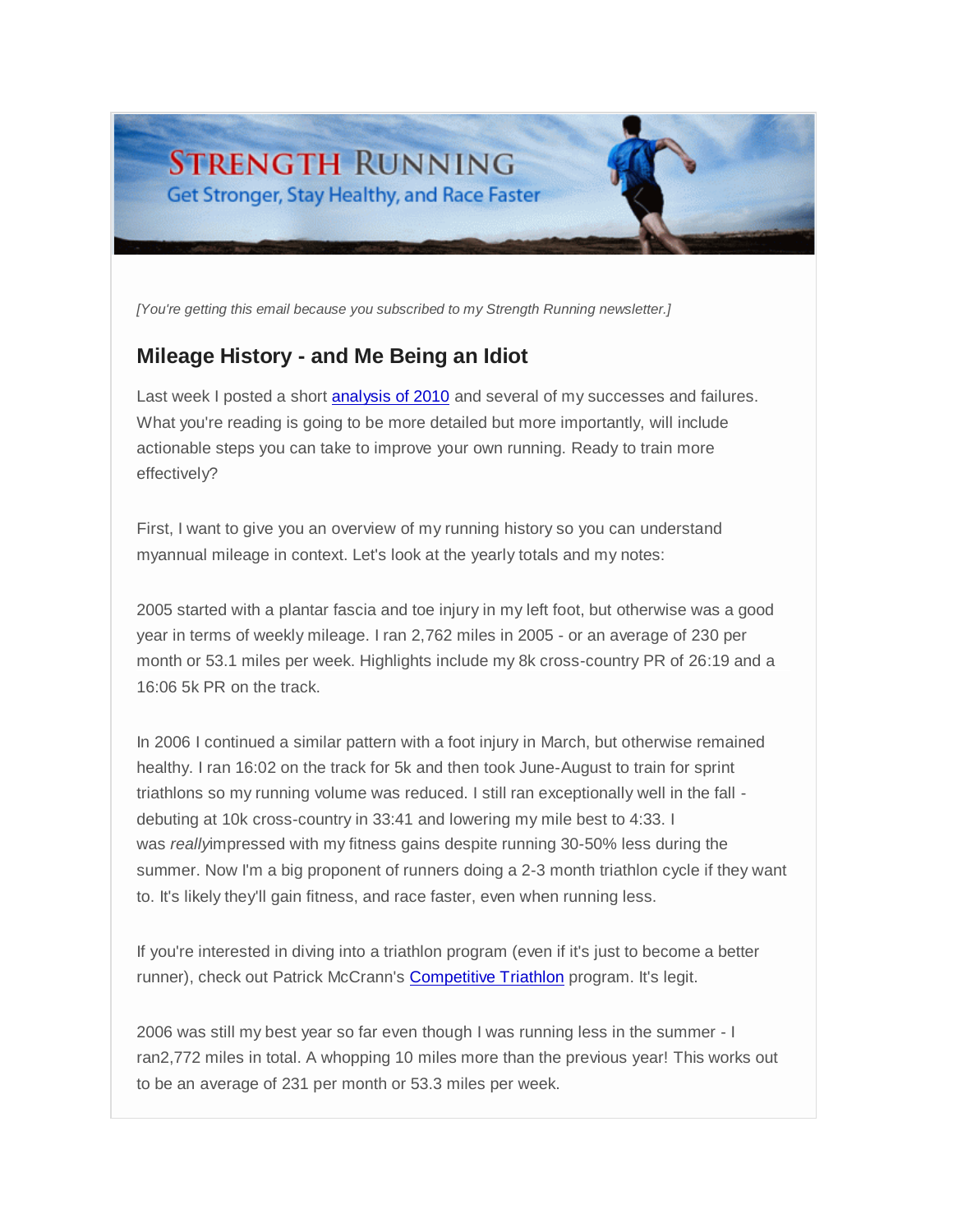STRENGTH RUNNING

Get Stronger, Stay Healthy, and Race Faster

*[You're getting this email because you subscribed to my Strength Running newsletter.]*

## Mileage History - and Me Being an Idiot

Last week I posted a short analysis of 2010 and several of my successes and failures. What you're reading is going to be more detailed but more importantly, will include actionable steps you can take to improve your own running. Ready to train more effectively?

First, I want to give you an overview of my running history so you can understand myannual mileage in context. Let's look at the yearly totals and my notes:

2005 started with a plantar fascia and toe injury in my left foot, but otherwise was a good year in terms of weekly mileage. I ran 2,762 miles in 2005 - or an average of 230 per month or 53.1 miles per week. Highlights include my 8k cross-country PR of 26:19 and a 16:06 5k PR on the track.

In 2006 I continued a similar pattern with a foot injury in March, but otherwise remained healthy. I ran 16:02 on the track for 5k and then took June-August to train for sprint triathlons so my running volume was reduced. I still ran exceptionally well in the fall - debuting at 10k cross-country in 33:41 and lowering my mile best to 4:33. I was *really*impressed with my fitness gains despite running 30-50% less during the summer. Now I'm a big proponent of runners doing a 2-3 month triathlon cycle if they want to. It's likely they'll gain fitness, and race faster, even when running less.

If you're interested in diving into a triathlon program (even if it's just to become a better runner), check out Patrick McCrann's Competitive Triathlon program. It's legit.

2006 was still my best year so far even though I was running less in the summer - I ran2,772 miles in total. A whopping 10 miles more than the previous year! This works out to be an average of 231 per month or 53.3 miles per week.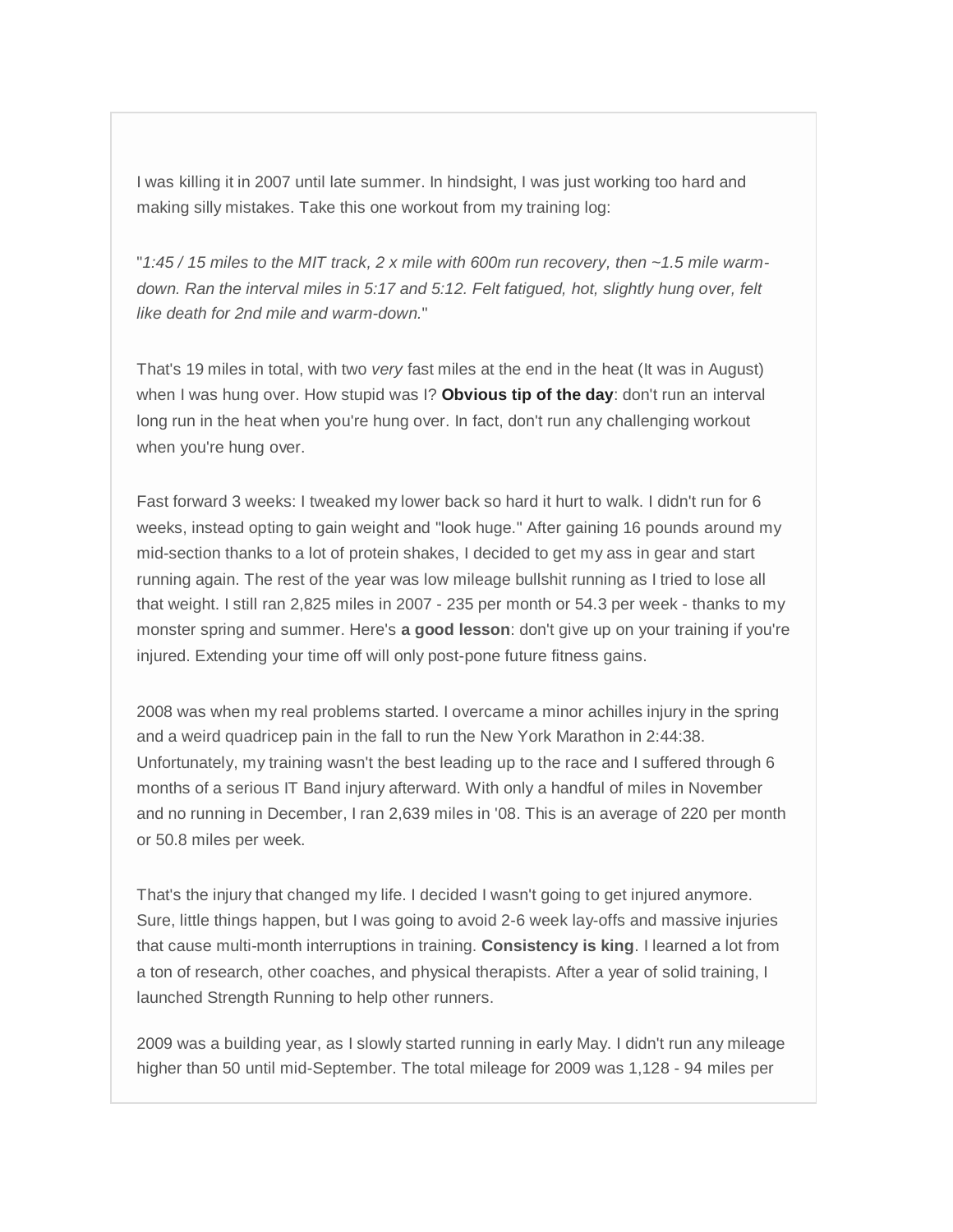I was killing it in 2007 until late summer. In hindsight, I was just working too hard and making silly mistakes. Take this one workout from my training log:

"*1:45 / 15 miles to the MIT track, 2 x mile with 600m run recovery, then ~1.5 mile warm-down. Ran the interval miles in 5:17 and 5:12. Felt fatigued, hot, slightly hung over, felt like death for 2nd mile and warm-down.*"

That's 19 miles in total, with two *very* fast miles at the end in the heat (It was in August) when I was hung over. How stupid was I? **Obvious tip of the day**: don't run an interval long run in the heat when you're hung over. In fact, don't run any challenging workout when you're hung over.

Fast forward 3 weeks: I tweaked my lower back so hard it hurt to walk. I didn't run for 6 weeks, instead opting to gain weight and "look huge." After gaining 16 pounds around my mid-section thanks to a lot of protein shakes, I decided to get my ass in gear and start running again. The rest of the year was low mileage bullshit running as I tried to lose all that weight. I still ran 2,825 miles in 2007 - 235 per month or 54.3 per week - thanks to my monster spring and summer. Here's **a good lesson**: don't give up on your training if you're injured. Extending your time off will only post-pone future fitness gains.

2008 was when my real problems started. I overcame a minor achilles injury in the spring and a weird quadricep pain in the fall to run the New York Marathon in 2:44:38. Unfortunately, my training wasn't the best leading up to the race and I suffered through 6 months of a serious IT Band injury afterward. With only a handful of miles in November and no running in December, I ran 2,639 miles in '08. This is an average of 220 per month or 50.8 miles per week.

That's the injury that changed my life. I decided I wasn't going to get injured anymore. Sure, little things happen, but I was going to avoid 2-6 week lay-offs and massive injuries that cause multi-month interruptions in training. **Consistency is king**. I learned a lot from a ton of research, other coaches, and physical therapists. After a year of solid training, I launched Strength Running to help other runners.

2009 was a building year, as I slowly started running in early May. I didn't run any mileage higher than 50 until mid-September. The total mileage for 2009 was 1,128 - 94 miles per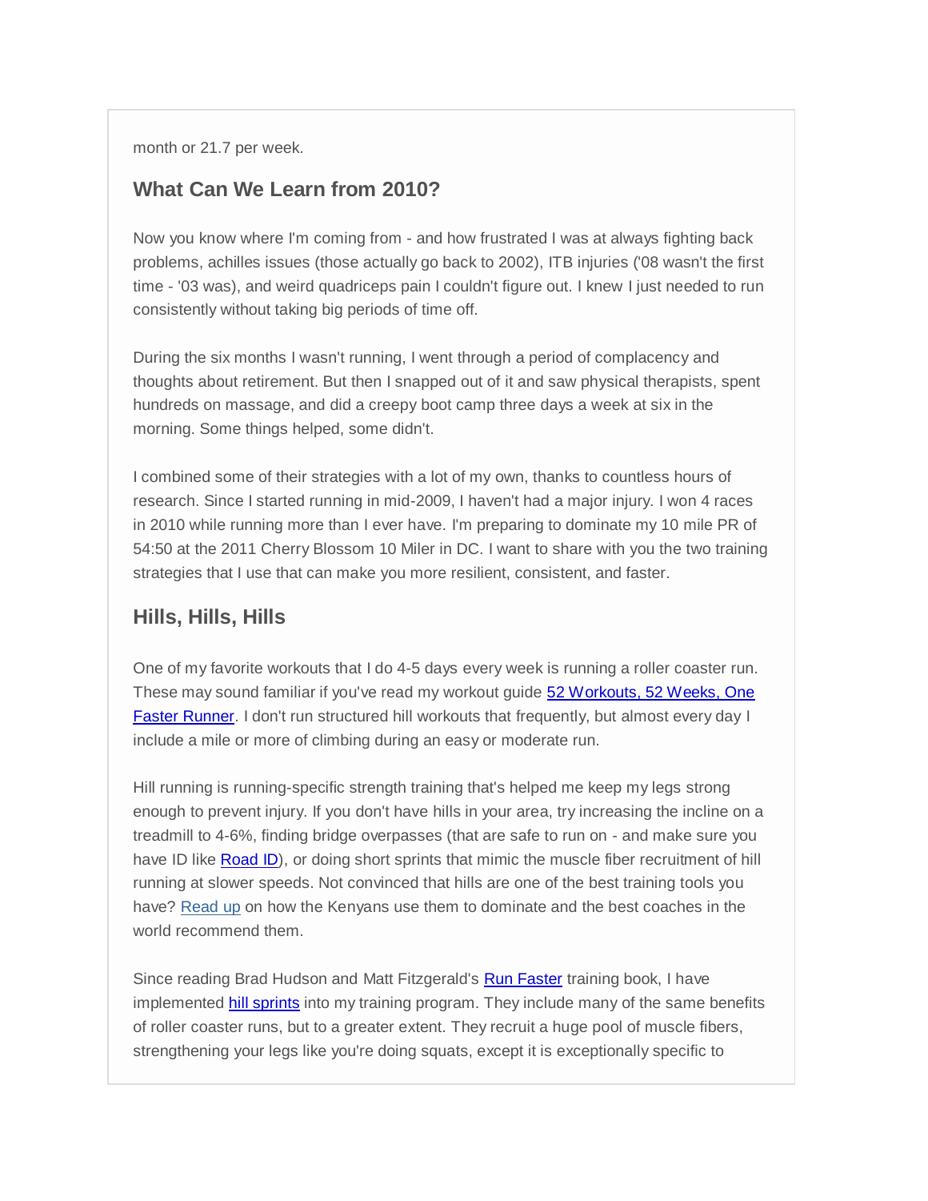month or 21.7 per week.

## What Can We Learn from 2010?

Now you know where I'm coming from - and how frustrated I was at always fighting back problems, achilles issues (those actually go back to 2002), ITB injuries ('08 wasn't the first time - '03 was), and weird quadriceps pain I couldn't figure out. I knew I just needed to run consistently without taking big periods of time off.

During the six months I wasn't running, I went through a period of complacency and thoughts about retirement. But then I snapped out of it and saw physical therapists, spent hundreds on massage, and did a creepy boot camp three days a week at six in the morning. Some things helped, some didn't.

I combined some of their strategies with a lot of my own, thanks to countless hours of research. Since I started running in mid-2009, I haven't had a major injury. I won 4 races in 2010 while running more than I ever have. I'm preparing to dominate my 10 mile PR of 54:50 at the 2011 Cherry Blossom 10 Miler in DC. I want to share with you the two training strategies that I use that can make you more resilient, consistent, and faster.

## Hills, Hills, Hills

One of my favorite workouts that I do 4-5 days every week is running a roller coaster run. These may sound familiar if you've read my workout guide [52 Workouts, 52 Weeks, One Faster Runner](). I don't run structured hill workouts that frequently, but almost every day I include a mile or more of climbing during an easy or moderate run.

Hill running is running-specific strength training that's helped me keep my legs strong enough to prevent injury. If you don't have hills in your area, try increasing the incline on a treadmill to 4-6%, finding bridge overpasses (that are safe to run on - and make sure you have ID like [Road ID]()), or doing short sprints that mimic the muscle fiber recruitment of hill running at slower speeds. Not convinced that hills are one of the best training tools you have? [Read up]() on how the Kenyans use them to dominate and the best coaches in the world recommend them.

Since reading Brad Hudson and Matt Fitzgerald's [Run Faster]() training book, I have implemented [hill sprints]() into my training program. They include many of the same benefits of roller coaster runs, but to a greater extent. They recruit a huge pool of muscle fibers, strengthening your legs like you're doing squats, except it is exceptionally specific to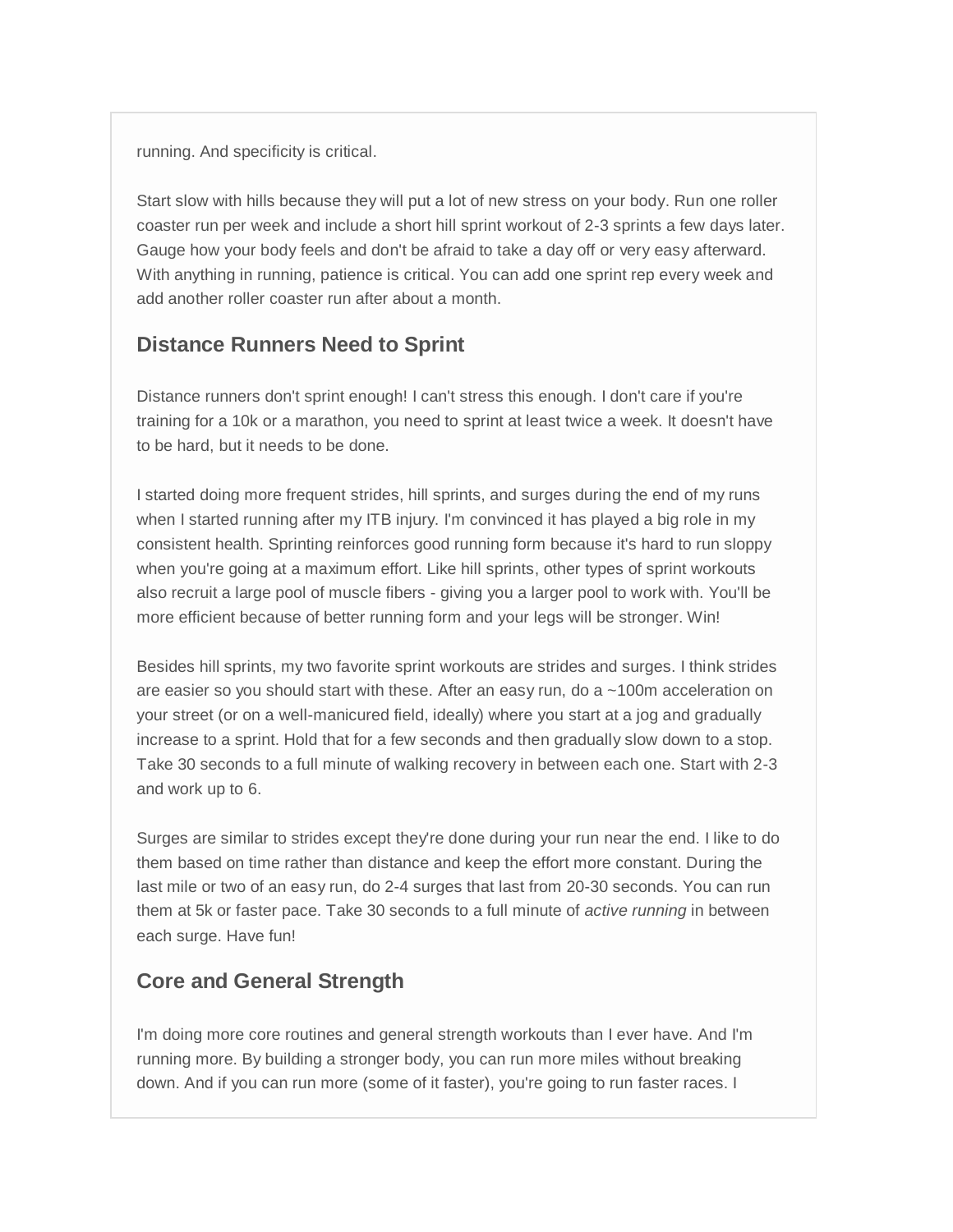running. And specificity is critical.

Start slow with hills because they will put a lot of new stress on your body. Run one roller coaster run per week and include a short hill sprint workout of 2-3 sprints a few days later. Gauge how your body feels and don't be afraid to take a day off or very easy afterward. With anything in running, patience is critical. You can add one sprint rep every week and add another roller coaster run after about a month.

## Distance Runners Need to Sprint

Distance runners don't sprint enough! I can't stress this enough. I don't care if you're training for a 10k or a marathon, you need to sprint at least twice a week. It doesn't have to be hard, but it needs to be done.

I started doing more frequent strides, hill sprints, and surges during the end of my runs when I started running after my ITB injury. I'm convinced it has played a big role in my consistent health. Sprinting reinforces good running form because it's hard to run sloppy when you're going at a maximum effort. Like hill sprints, other types of sprint workouts also recruit a large pool of muscle fibers - giving you a larger pool to work with. You'll be more efficient because of better running form and your legs will be stronger. Win!

Besides hill sprints, my two favorite sprint workouts are strides and surges. I think strides are easier so you should start with these. After an easy run, do a ~100m acceleration on your street (or on a well-manicured field, ideally) where you start at a jog and gradually increase to a sprint. Hold that for a few seconds and then gradually slow down to a stop. Take 30 seconds to a full minute of walking recovery in between each one. Start with 2-3 and work up to 6.

Surges are similar to strides except they're done during your run near the end. I like to do them based on time rather than distance and keep the effort more constant. During the last mile or two of an easy run, do 2-4 surges that last from 20-30 seconds. You can run them at 5k or faster pace. Take 30 seconds to a full minute of *active running* in between each surge. Have fun!

## Core and General Strength

I'm doing more core routines and general strength workouts than I ever have. And I'm running more. By building a stronger body, you can run more miles without breaking down. And if you can run more (some of it faster), you're going to run faster races. I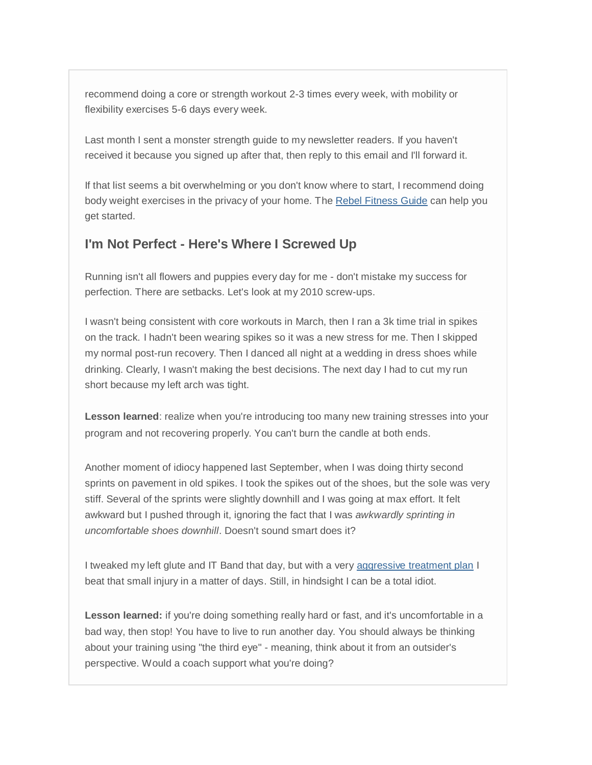recommend doing a core or strength workout 2-3 times every week, with mobility or flexibility exercises 5-6 days every week.

Last month I sent a monster strength guide to my newsletter readers. If you haven't received it because you signed up after that, then reply to this email and I'll forward it.

If that list seems a bit overwhelming or you don't know where to start, I recommend doing body weight exercises in the privacy of your home. The Rebel Fitness Guide can help you get started.

## I'm Not Perfect - Here's Where I Screwed Up

Running isn't all flowers and puppies every day for me - don't mistake my success for perfection. There are setbacks. Let's look at my 2010 screw-ups.

I wasn't being consistent with core workouts in March, then I ran a 3k time trial in spikes on the track. I hadn't been wearing spikes so it was a new stress for me. Then I skipped my normal post-run recovery. Then I danced all night at a wedding in dress shoes while drinking. Clearly, I wasn't making the best decisions. The next day I had to cut my run short because my left arch was tight.

**Lesson learned**: realize when you're introducing too many new training stresses into your program and not recovering properly. You can't burn the candle at both ends.

Another moment of idiocy happened last September, when I was doing thirty second sprints on pavement in old spikes. I took the spikes out of the shoes, but the sole was very stiff. Several of the sprints were slightly downhill and I was going at max effort. It felt awkward but I pushed through it, ignoring the fact that I was *awkwardly sprinting in uncomfortable shoes downhill*. Doesn't sound smart does it?

I tweaked my left glute and IT Band that day, but with a very aggressive treatment plan I beat that small injury in a matter of days. Still, in hindsight I can be a total idiot.

**Lesson learned:** if you're doing something really hard or fast, and it's uncomfortable in a bad way, then stop! You have to live to run another day. You should always be thinking about your training using "the third eye" - meaning, think about it from an outsider's perspective. Would a coach support what you're doing?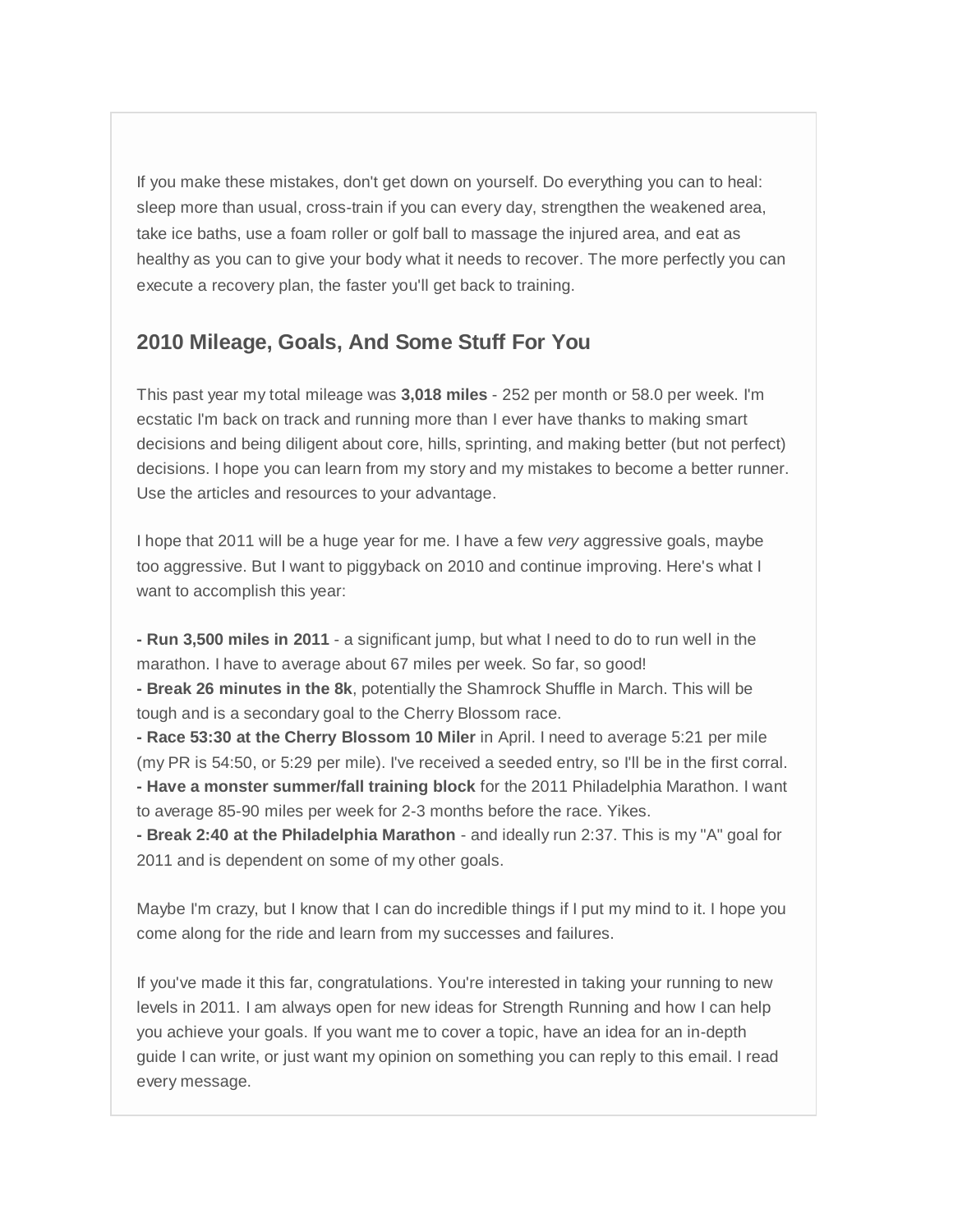If you make these mistakes, don't get down on yourself. Do everything you can to heal: sleep more than usual, cross-train if you can every day, strengthen the weakened area, take ice baths, use a foam roller or golf ball to massage the injured area, and eat as healthy as you can to give your body what it needs to recover. The more perfectly you can execute a recovery plan, the faster you'll get back to training.

## 2010 Mileage, Goals, And Some Stuff For You

This past year my total mileage was **3,018 miles** - 252 per month or 58.0 per week. I'm ecstatic I'm back on track and running more than I ever have thanks to making smart decisions and being diligent about core, hills, sprinting, and making better (but not perfect) decisions. I hope you can learn from my story and my mistakes to become a better runner. Use the articles and resources to your advantage.

I hope that 2011 will be a huge year for me. I have a few *very* aggressive goals, maybe too aggressive. But I want to piggyback on 2010 and continue improving. Here's what I want to accomplish this year:

**- Run 3,500 miles in 2011** - a significant jump, but what I need to do to run well in the marathon. I have to average about 67 miles per week. So far, so good!
**- Break 26 minutes in the 8k**, potentially the Shamrock Shuffle in March. This will be tough and is a secondary goal to the Cherry Blossom race.
**- Race 53:30 at the Cherry Blossom 10 Miler** in April. I need to average 5:21 per mile (my PR is 54:50, or 5:29 per mile). I've received a seeded entry, so I'll be in the first corral.
**- Have a monster summer/fall training block** for the 2011 Philadelphia Marathon. I want to average 85-90 miles per week for 2-3 months before the race. Yikes.
**- Break 2:40 at the Philadelphia Marathon** - and ideally run 2:37. This is my "A" goal for 2011 and is dependent on some of my other goals.

Maybe I'm crazy, but I know that I can do incredible things if I put my mind to it. I hope you come along for the ride and learn from my successes and failures.

If you've made it this far, congratulations. You're interested in taking your running to new levels in 2011. I am always open for new ideas for Strength Running and how I can help you achieve your goals. If you want me to cover a topic, have an idea for an in-depth guide I can write, or just want my opinion on something you can reply to this email. I read every message.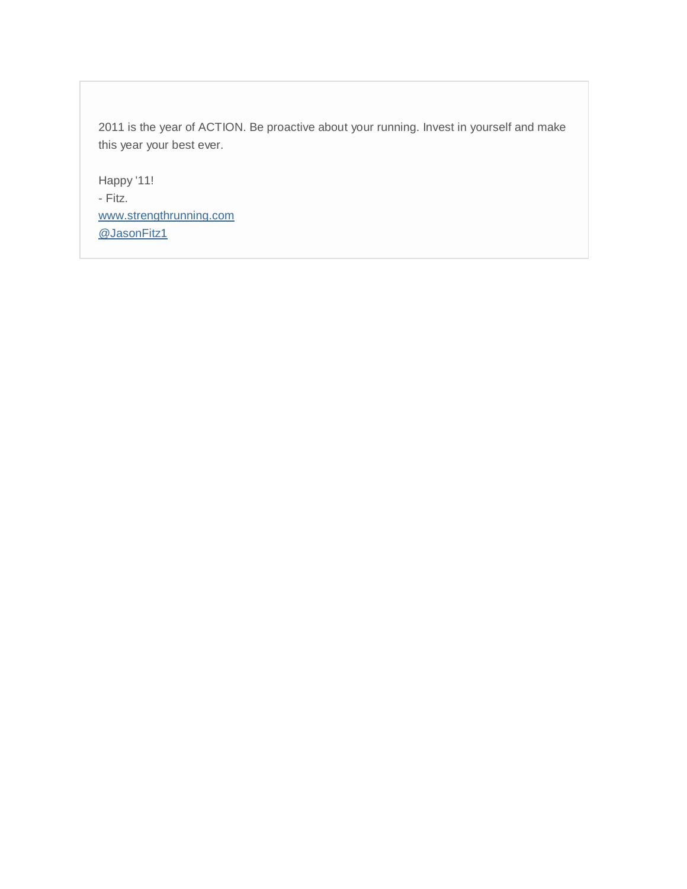2011 is the year of ACTION. Be proactive about your running. Invest in yourself and make this year your best ever.

Happy '11!  
- Fitz.  
[www.strengthrunning.com](http://www.strengthrunning.com)  
[@JasonFitz1](https://twitter.com/JasonFitz1)